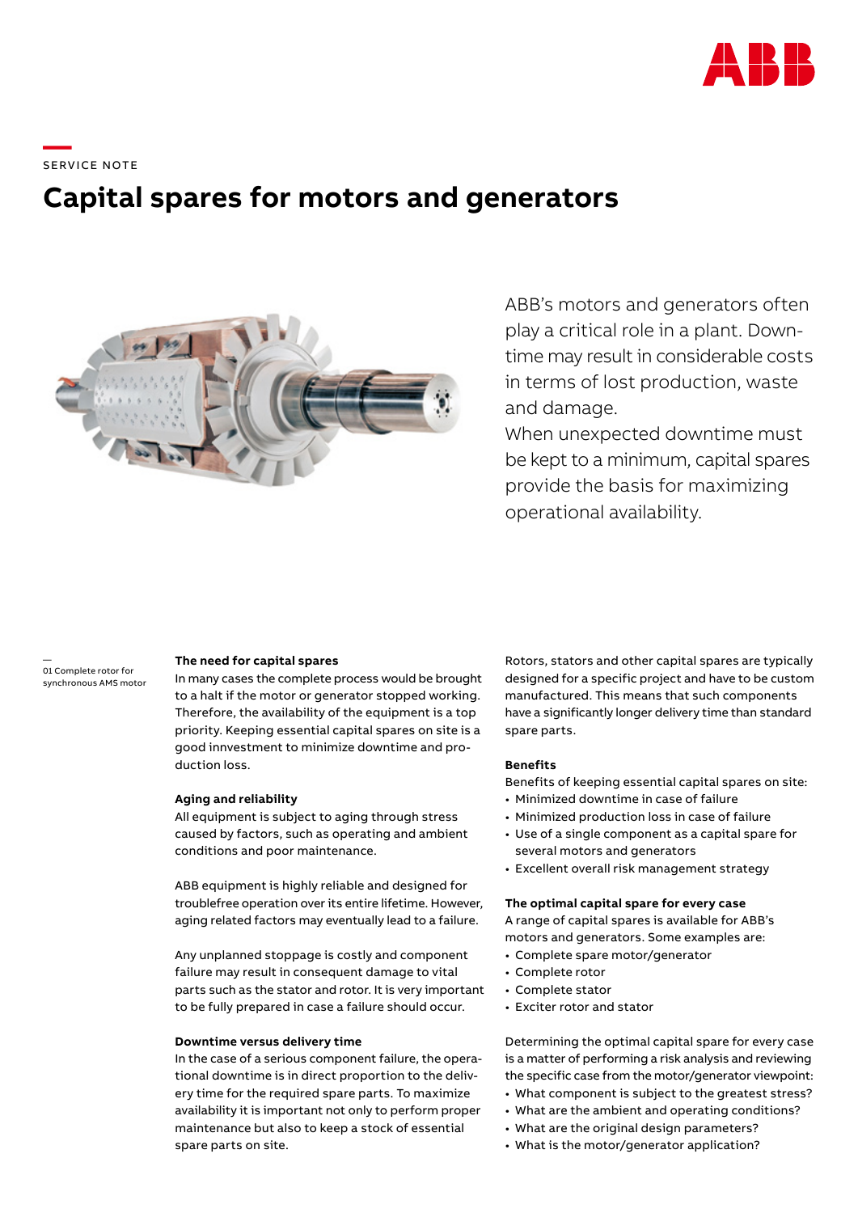SERVICE NOTE

# Capital spares for motors and generators

ABB's motors and generators often play a critical role in a plant. Downtime may result in considerable costs in terms of lost production, waste and damage.
When unexpected downtime must be kept to a minimum, capital spares provide the basis for maximizing operational availability.

01 Complete rotor for synchronous AMS motor

**The need for capital spares**
In many cases the complete process would be brought to a halt if the motor or generator stopped working. Therefore, the availability of the equipment is a top priority. Keeping essential capital spares on site is a good innvestment to minimize downtime and production loss.

**Aging and reliability**
All equipment is subject to aging through stress caused by factors, such as operating and ambient conditions and poor maintenance.

ABB equipment is highly reliable and designed for troublefree operation over its entire lifetime. However, aging related factors may eventually lead to a failure.

Any unplanned stoppage is costly and component failure may result in consequent damage to vital parts such as the stator and rotor. It is very important to be fully prepared in case a failure should occur.

**Downtime versus delivery time**
In the case of a serious component failure, the operational downtime is in direct proportion to the delivery time for the required spare parts. To maximize availability it is important not only to perform proper maintenance but also to keep a stock of essential spare parts on site.

Rotors, stators and other capital spares are typically designed for a specific project and have to be custom manufactured. This means that such components have a significantly longer delivery time than standard spare parts.

**Benefits**
Benefits of keeping essential capital spares on site:
- Minimized downtime in case of failure
- Minimized production loss in case of failure
- Use of a single component as a capital spare for several motors and generators
- Excellent overall risk management strategy

**The optimal capital spare for every case**
A range of capital spares is available for ABB's motors and generators. Some examples are:
- Complete spare motor/generator
- Complete rotor
- Complete stator
- Exciter rotor and stator

Determining the optimal capital spare for every case is a matter of performing a risk analysis and reviewing the specific case from the motor/generator viewpoint:
- What component is subject to the greatest stress?
- What are the ambient and operating conditions?
- What are the original design parameters?
- What is the motor/generator application?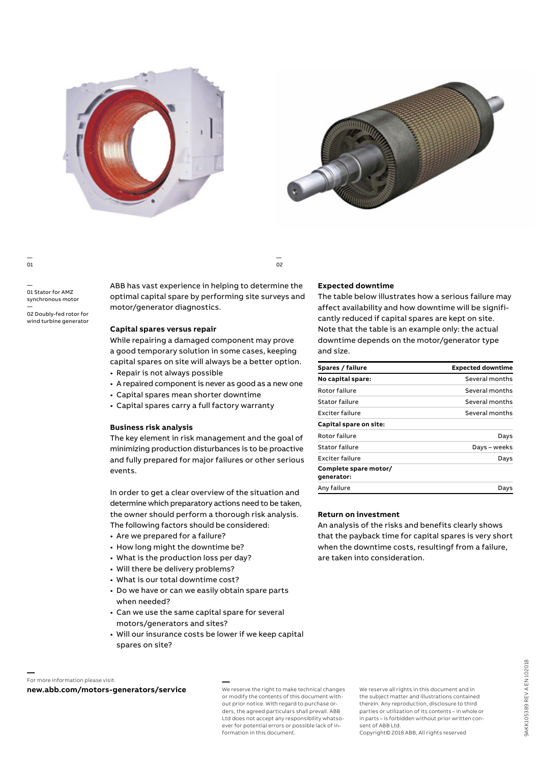01 Stator for AMZ synchronous motor

02 Doubly-fed rotor for wind turbine generator

ABB has vast experience in helping to determine the optimal capital spare by performing site surveys and motor/generator diagnostics.

**Capital spares versus repair**

While repairing a damaged component may prove a good temporary solution in some cases, keeping capital spares on site will always be a better option.

- Repair is not always possible
- A repaired component is never as good as a new one
- Capital spares mean shorter downtime
- Capital spares carry a full factory warranty

**Business risk analysis**

The key element in risk management and the goal of minimizing production disturbances is to be proactive and fully prepared for major failures or other serious events.

In order to get a clear overview of the situation and determine which preparatory actions need to be taken, the owner should perform a thorough risk analysis. The following factors should be considered:

- Are we prepared for a failure?
- How long might the downtime be?
- What is the production loss per day?
- Will there be delivery problems?
- What is our total downtime cost?
- Do we have or can we easily obtain spare parts when needed?
- Can we use the same capital spare for several motors/generators and sites?
- Will our insurance costs be lower if we keep capital spares on site?

**Expected downtime**

The table below illustrates how a serious failure may affect availability and how downtime will be significantly reduced if capital spares are kept on site. Note that the table is an example only: the actual downtime depends on the motor/generator type and size.

| Spares / failure | Expected downtime |
|---|---|
| **No capital spare:** | Several months |
| Rotor failure | Several months |
| Stator failure | Several months |
| Exciter failure | Several months |
| **Capital spare on site:** | |
| Rotor failure | Days |
| Stator failure | Days – weeks |
| Exciter failure | Days |
| **Complete spare motor/ generator:** | |
| Any failure | Days |

**Return on investment**

An analysis of the risks and benefits clearly shows that the payback time for capital spares is very short when the downtime costs, resultingf from a failure, are taken into consideration.

For more information please visit:
**new.abb.com/motors-generators/service**

We reserve the right to make technical changes or modify the contents of this document without prior notice. With regard to purchase orders, the agreed particulars shall prevail. ABB Ltd does not accept any responsibility whatsoever for potential errors or possible lack of information in this document.

We reserve all rights in this document and in the subject matter and illustrations contained therein. Any reproduction, disclosure to third parties or utilization of its contents – in whole or in parts – is forbidden without prior written consent of ABB Ltd.
Copyright© 2018 ABB, All rights reserved

9AKK105389 REV A EN 102018